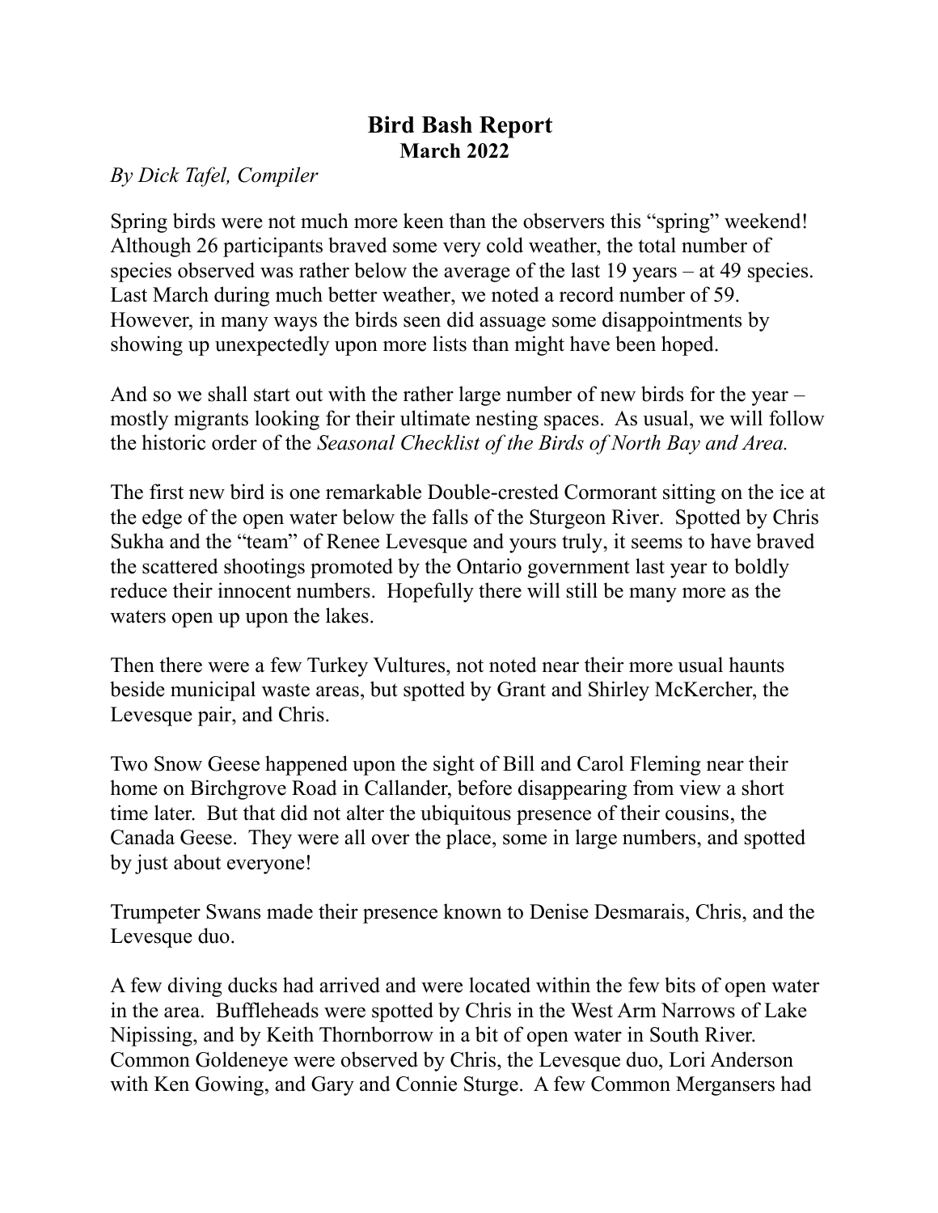# Bird Bash Report
## March 2022

*By Dick Tafel, Compiler*

Spring birds were not much more keen than the observers this "spring" weekend! Although 26 participants braved some very cold weather, the total number of species observed was rather below the average of the last 19 years – at 49 species. Last March during much better weather, we noted a record number of 59. However, in many ways the birds seen did assuage some disappointments by showing up unexpectedly upon more lists than might have been hoped.

And so we shall start out with the rather large number of new birds for the year – mostly migrants looking for their ultimate nesting spaces. As usual, we will follow the historic order of the *Seasonal Checklist of the Birds of North Bay and Area.*

The first new bird is one remarkable Double-crested Cormorant sitting on the ice at the edge of the open water below the falls of the Sturgeon River. Spotted by Chris Sukha and the "team" of Renee Levesque and yours truly, it seems to have braved the scattered shootings promoted by the Ontario government last year to boldly reduce their innocent numbers. Hopefully there will still be many more as the waters open up upon the lakes.

Then there were a few Turkey Vultures, not noted near their more usual haunts beside municipal waste areas, but spotted by Grant and Shirley McKercher, the Levesque pair, and Chris.

Two Snow Geese happened upon the sight of Bill and Carol Fleming near their home on Birchgrove Road in Callander, before disappearing from view a short time later. But that did not alter the ubiquitous presence of their cousins, the Canada Geese. They were all over the place, some in large numbers, and spotted by just about everyone!

Trumpeter Swans made their presence known to Denise Desmarais, Chris, and the Levesque duo.

A few diving ducks had arrived and were located within the few bits of open water in the area. Buffleheads were spotted by Chris in the West Arm Narrows of Lake Nipissing, and by Keith Thornborrow in a bit of open water in South River. Common Goldeneye were observed by Chris, the Levesque duo, Lori Anderson with Ken Gowing, and Gary and Connie Sturge. A few Common Mergansers had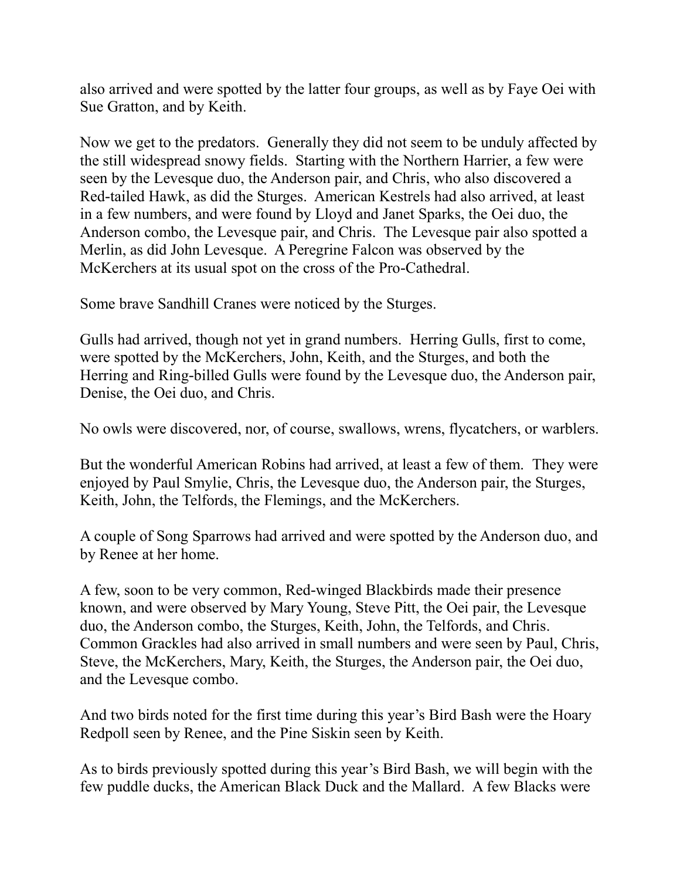also arrived and were spotted by the latter four groups, as well as by Faye Oei with Sue Gratton, and by Keith.

Now we get to the predators. Generally they did not seem to be unduly affected by the still widespread snowy fields. Starting with the Northern Harrier, a few were seen by the Levesque duo, the Anderson pair, and Chris, who also discovered a Red-tailed Hawk, as did the Sturges. American Kestrels had also arrived, at least in a few numbers, and were found by Lloyd and Janet Sparks, the Oei duo, the Anderson combo, the Levesque pair, and Chris. The Levesque pair also spotted a Merlin, as did John Levesque. A Peregrine Falcon was observed by the McKerchers at its usual spot on the cross of the Pro-Cathedral.

Some brave Sandhill Cranes were noticed by the Sturges.

Gulls had arrived, though not yet in grand numbers. Herring Gulls, first to come, were spotted by the McKerchers, John, Keith, and the Sturges, and both the Herring and Ring-billed Gulls were found by the Levesque duo, the Anderson pair, Denise, the Oei duo, and Chris.

No owls were discovered, nor, of course, swallows, wrens, flycatchers, or warblers.

But the wonderful American Robins had arrived, at least a few of them. They were enjoyed by Paul Smylie, Chris, the Levesque duo, the Anderson pair, the Sturges, Keith, John, the Telfords, the Flemings, and the McKerchers.

A couple of Song Sparrows had arrived and were spotted by the Anderson duo, and by Renee at her home.

A few, soon to be very common, Red-winged Blackbirds made their presence known, and were observed by Mary Young, Steve Pitt, the Oei pair, the Levesque duo, the Anderson combo, the Sturges, Keith, John, the Telfords, and Chris. Common Grackles had also arrived in small numbers and were seen by Paul, Chris, Steve, the McKerchers, Mary, Keith, the Sturges, the Anderson pair, the Oei duo, and the Levesque combo.

And two birds noted for the first time during this year's Bird Bash were the Hoary Redpoll seen by Renee, and the Pine Siskin seen by Keith.

As to birds previously spotted during this year's Bird Bash, we will begin with the few puddle ducks, the American Black Duck and the Mallard. A few Blacks were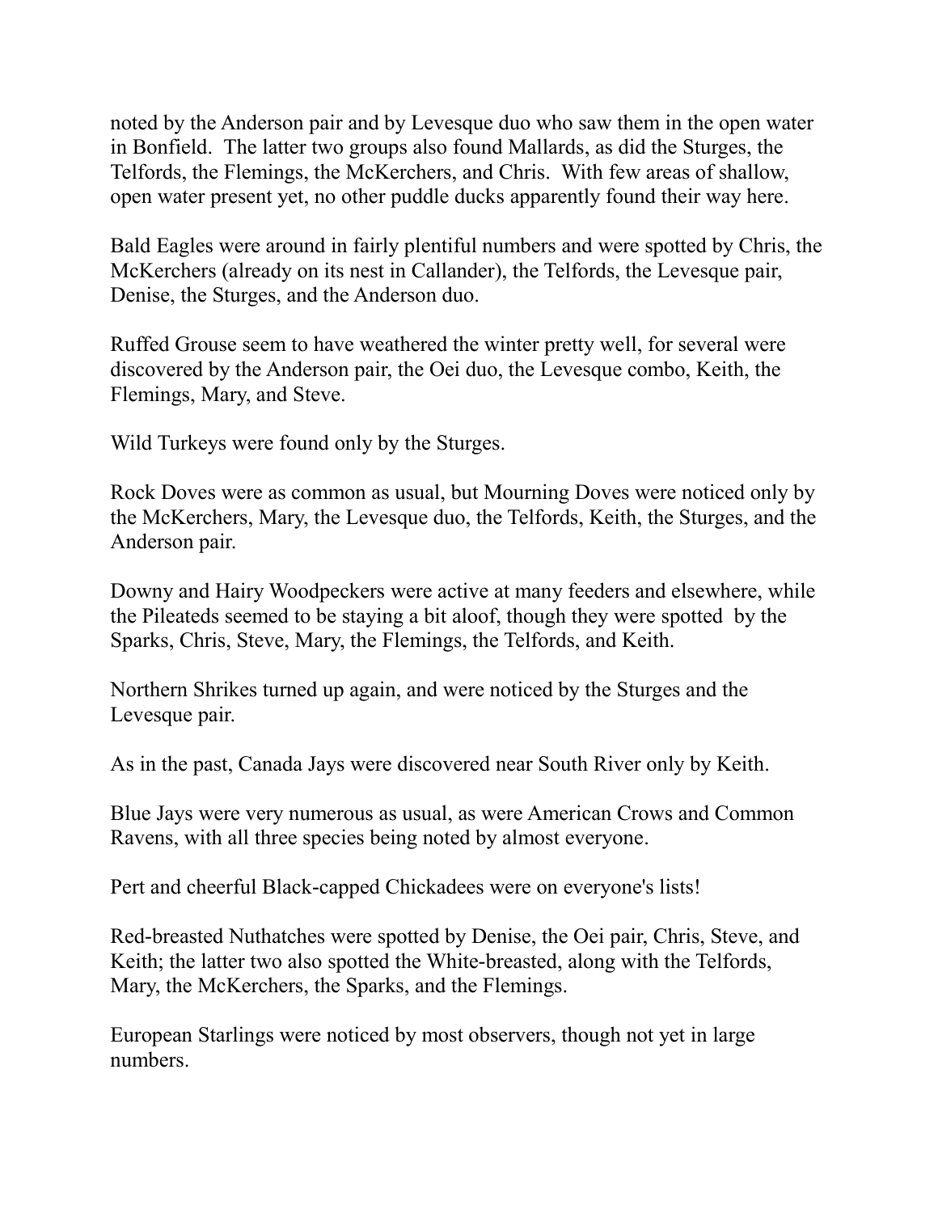noted by the Anderson pair and by Levesque duo who saw them in the open water in Bonfield. The latter two groups also found Mallards, as did the Sturges, the Telfords, the Flemings, the McKerchers, and Chris. With few areas of shallow, open water present yet, no other puddle ducks apparently found their way here.

Bald Eagles were around in fairly plentiful numbers and were spotted by Chris, the McKerchers (already on its nest in Callander), the Telfords, the Levesque pair, Denise, the Sturges, and the Anderson duo.

Ruffed Grouse seem to have weathered the winter pretty well, for several were discovered by the Anderson pair, the Oei duo, the Levesque combo, Keith, the Flemings, Mary, and Steve.

Wild Turkeys were found only by the Sturges.

Rock Doves were as common as usual, but Mourning Doves were noticed only by the McKerchers, Mary, the Levesque duo, the Telfords, Keith, the Sturges, and the Anderson pair.

Downy and Hairy Woodpeckers were active at many feeders and elsewhere, while the Pileateds seemed to be staying a bit aloof, though they were spotted by the Sparks, Chris, Steve, Mary, the Flemings, the Telfords, and Keith.

Northern Shrikes turned up again, and were noticed by the Sturges and the Levesque pair.

As in the past, Canada Jays were discovered near South River only by Keith.

Blue Jays were very numerous as usual, as were American Crows and Common Ravens, with all three species being noted by almost everyone.

Pert and cheerful Black-capped Chickadees were on everyone's lists!

Red-breasted Nuthatches were spotted by Denise, the Oei pair, Chris, Steve, and Keith; the latter two also spotted the White-breasted, along with the Telfords, Mary, the McKerchers, the Sparks, and the Flemings.

European Starlings were noticed by most observers, though not yet in large numbers.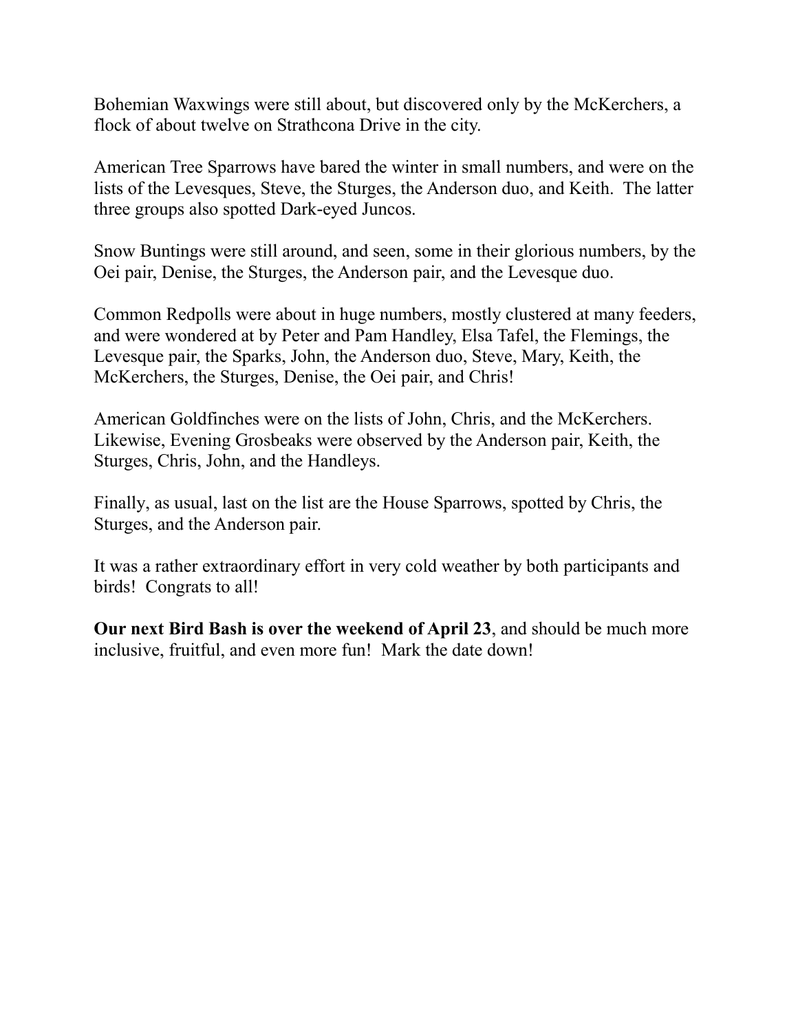Bohemian Waxwings were still about, but discovered only by the McKerchers, a flock of about twelve on Strathcona Drive in the city.

American Tree Sparrows have bared the winter in small numbers, and were on the lists of the Levesques, Steve, the Sturges, the Anderson duo, and Keith. The latter three groups also spotted Dark-eyed Juncos.

Snow Buntings were still around, and seen, some in their glorious numbers, by the Oei pair, Denise, the Sturges, the Anderson pair, and the Levesque duo.

Common Redpolls were about in huge numbers, mostly clustered at many feeders, and were wondered at by Peter and Pam Handley, Elsa Tafel, the Flemings, the Levesque pair, the Sparks, John, the Anderson duo, Steve, Mary, Keith, the McKerchers, the Sturges, Denise, the Oei pair, and Chris!

American Goldfinches were on the lists of John, Chris, and the McKerchers. Likewise, Evening Grosbeaks were observed by the Anderson pair, Keith, the Sturges, Chris, John, and the Handleys.

Finally, as usual, last on the list are the House Sparrows, spotted by Chris, the Sturges, and the Anderson pair.

It was a rather extraordinary effort in very cold weather by both participants and birds! Congrats to all!

**Our next Bird Bash is over the weekend of April 23**, and should be much more inclusive, fruitful, and even more fun! Mark the date down!